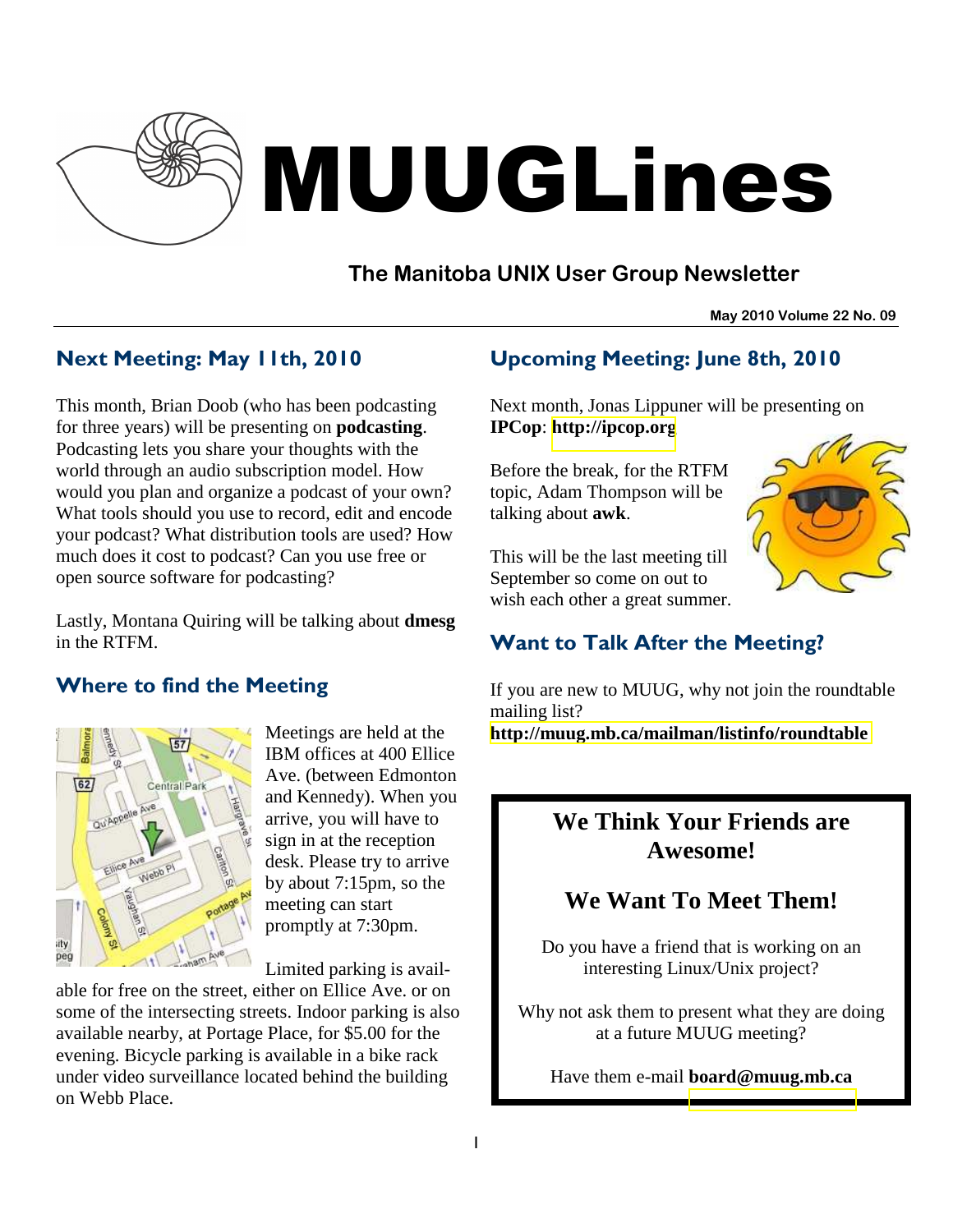# MUUGLines

## The Manitoba UNIX User Group Newsletter

**May 2010 Volume 22 No. 09**

## Next Meeting: May 11th, 2010

This month, Brian Doob (who has been podcasting for three years) will be presenting on **podcasting**. Podcasting lets you share your thoughts with the world through an audio subscription model. How would you plan and organize a podcast of your own? What tools should you use to record, edit and encode your podcast? What distribution tools are used? How much does it cost to podcast? Can you use free or open source software for podcasting?

Lastly, Montana Quiring will be talking about **dmesg** in the RTFM.

## Where to find the Meeting

Meetings are held at the IBM offices at 400 Ellice Ave. (between Edmonton and Kennedy). When you arrive, you will have to sign in at the reception desk. Please try to arrive by about 7:15pm, so the meeting can start promptly at 7:30pm.

Limited parking is available for free on the street, either on Ellice Ave. or on some of the intersecting streets. Indoor parking is also available nearby, at Portage Place, for $5.00 for the evening. Bicycle parking is available in a bike rack under video surveillance located behind the building on Webb Place.

## Upcoming Meeting: June 8th, 2010

Next month, Jonas Lippuner will be presenting on **IPCop**: **http://ipcop.org**

Before the break, for the RTFM topic, Adam Thompson will be talking about **awk**.

This will be the last meeting till September so come on out to wish each other a great summer.

## Want to Talk After the Meeting?

If you are new to MUUG, why not join the roundtable mailing list?
**http://muug.mb.ca/mailman/listinfo/roundtable**

---

**We Think Your Friends are Awesome!**

**We Want To Meet Them!**

Do you have a friend that is working on an interesting Linux/Unix project?

Why not ask them to present what they are doing at a future MUUG meeting?

Have them e-mail **board@muug.mb.ca**

---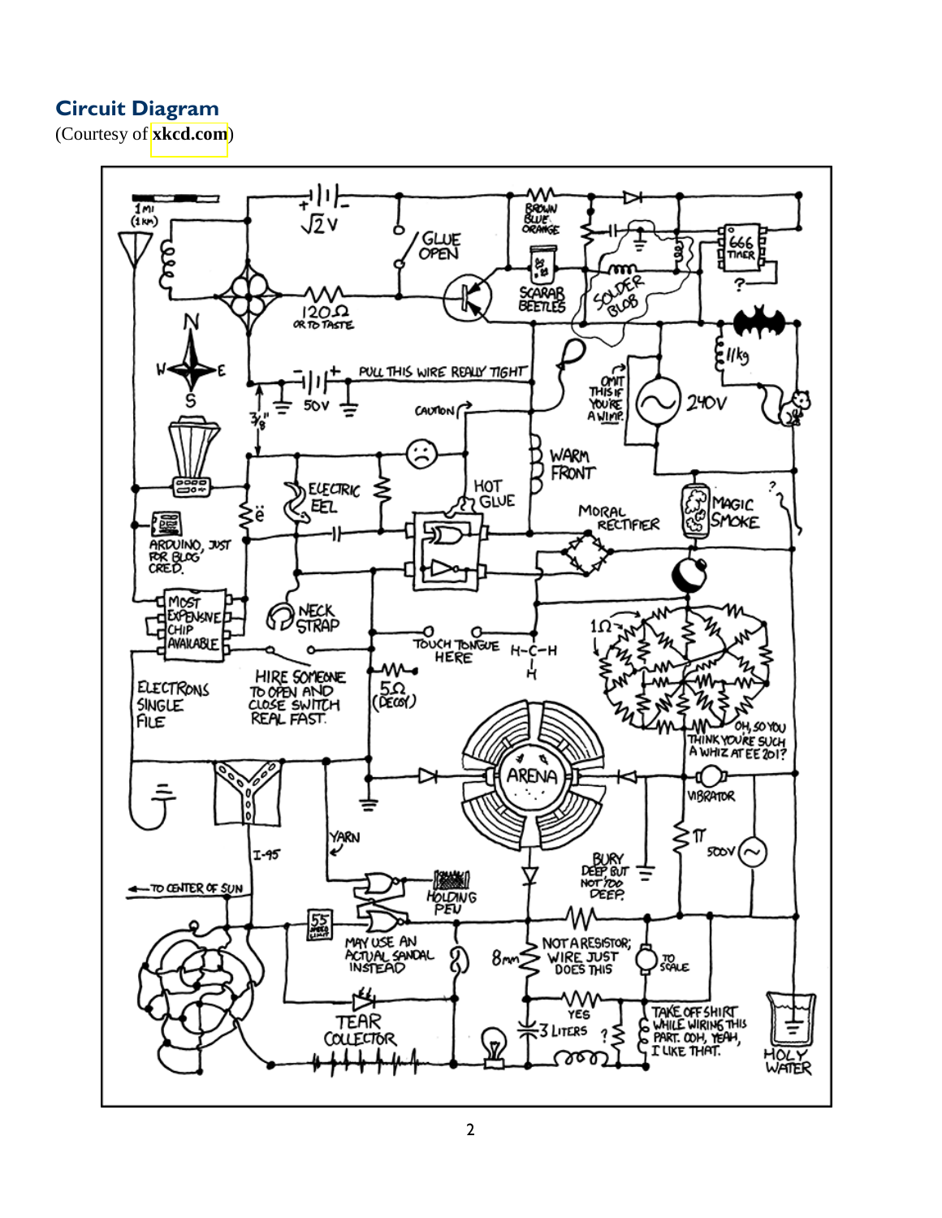## Circuit Diagram

(Courtesy of **xkcd.com**)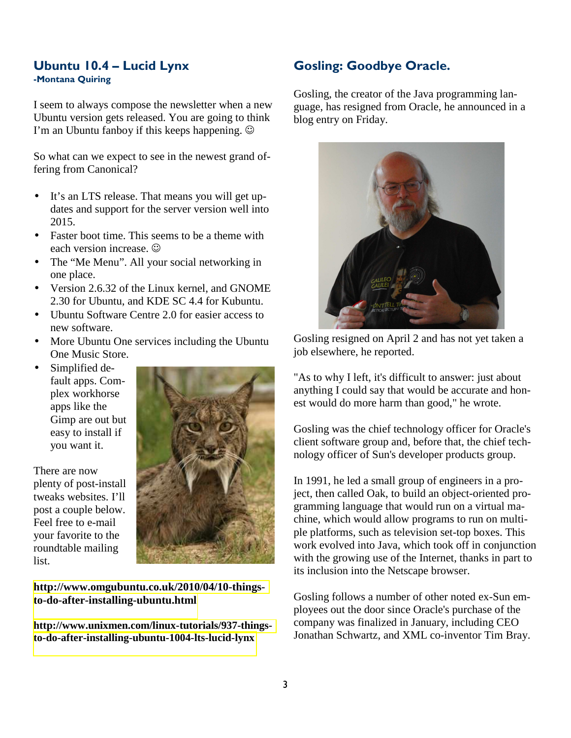## Ubuntu 10.4 – Lucid Lynx

**-Montana Quiring**

I seem to always compose the newsletter when a new Ubuntu version gets released. You are going to think I'm an Ubuntu fanboy if this keeps happening. ☺

So what can we expect to see in the newest grand offering from Canonical?

- It's an LTS release. That means you will get updates and support for the server version well into 2015.
- Faster boot time. This seems to be a theme with each version increase. ☺
- The "Me Menu". All your social networking in one place.
- Version 2.6.32 of the Linux kernel, and GNOME 2.30 for Ubuntu, and KDE SC 4.4 for Kubuntu.
- Ubuntu Software Centre 2.0 for easier access to new software.
- More Ubuntu One services including the Ubuntu One Music Store.
- Simplified default apps. Complex workhorse apps like the Gimp are out but easy to install if you want it.

There are now plenty of post-install tweaks websites. I'll post a couple below. Feel free to e-mail your favorite to the roundtable mailing list.

**http://www.omgubuntu.co.uk/2010/04/10-things-to-do-after-installing-ubuntu.html**

**http://www.unixmen.com/linux-tutorials/937-things-to-do-after-installing-ubuntu-1004-lts-lucid-lynx**

## Gosling: Goodbye Oracle.

Gosling, the creator of the Java programming language, has resigned from Oracle, he announced in a blog entry on Friday.

Gosling resigned on April 2 and has not yet taken a job elsewhere, he reported.

"As to why I left, it's difficult to answer: just about anything I could say that would be accurate and honest would do more harm than good," he wrote.

Gosling was the chief technology officer for Oracle's client software group and, before that, the chief technology officer of Sun's developer products group.

In 1991, he led a small group of engineers in a project, then called Oak, to build an object-oriented programming language that would run on a virtual machine, which would allow programs to run on multiple platforms, such as television set-top boxes. This work evolved into Java, which took off in conjunction with the growing use of the Internet, thanks in part to its inclusion into the Netscape browser.

Gosling follows a number of other noted ex-Sun employees out the door since Oracle's purchase of the company was finalized in January, including CEO Jonathan Schwartz, and XML co-inventor Tim Bray.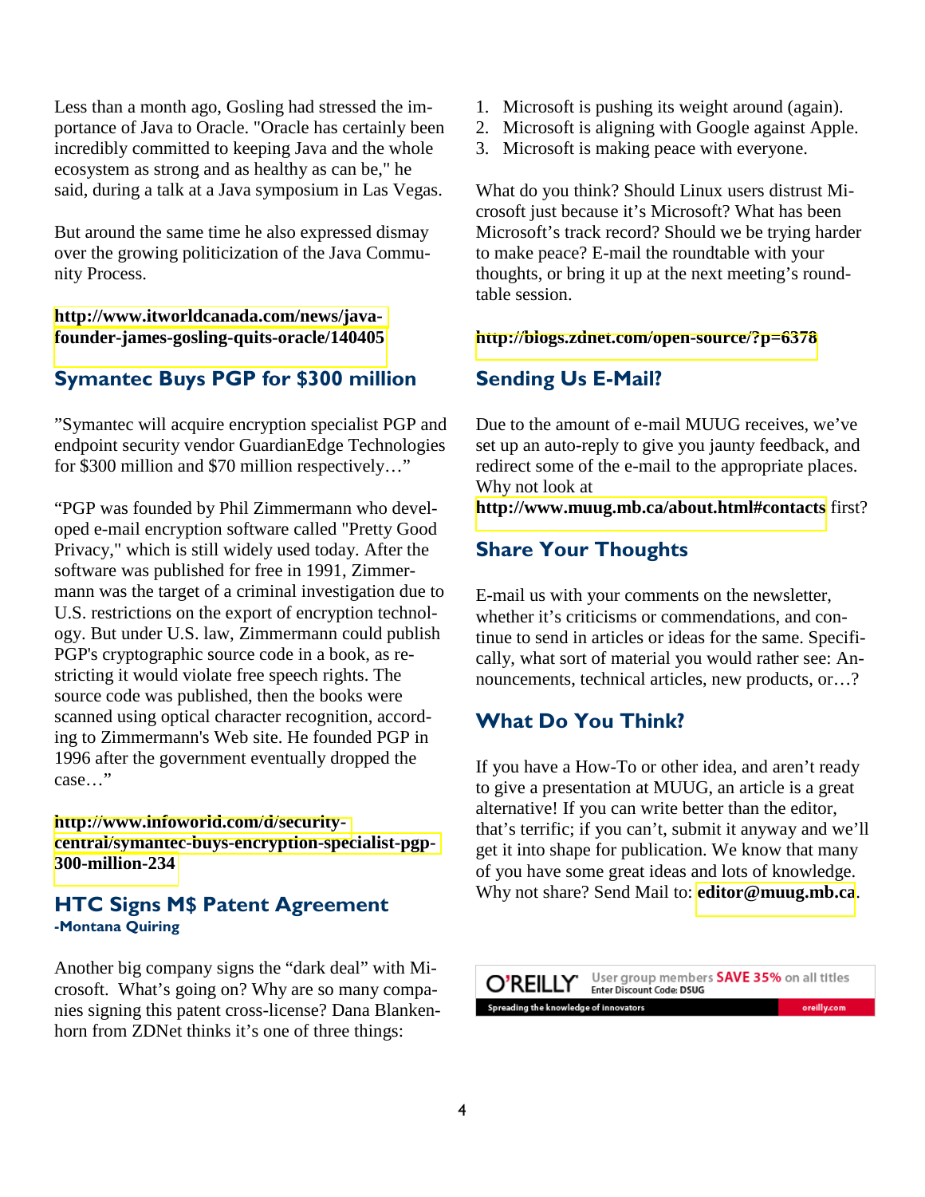Less than a month ago, Gosling had stressed the importance of Java to Oracle. "Oracle has certainly been incredibly committed to keeping Java and the whole ecosystem as strong and as healthy as can be," he said, during a talk at a Java symposium in Las Vegas.

But around the same time he also expressed dismay over the growing politicization of the Java Community Process.

**http://www.itworldcanada.com/news/java-founder-james-gosling-quits-oracle/140405**

## Symantec Buys PGP for $300 million

"Symantec will acquire encryption specialist PGP and endpoint security vendor GuardianEdge Technologies for $300 million and $70 million respectively…"

"PGP was founded by Phil Zimmermann who developed e-mail encryption software called "Pretty Good Privacy," which is still widely used today. After the software was published for free in 1991, Zimmermann was the target of a criminal investigation due to U.S. restrictions on the export of encryption technology. But under U.S. law, Zimmermann could publish PGP's cryptographic source code in a book, as restricting it would violate free speech rights. The source code was published, then the books were scanned using optical character recognition, according to Zimmermann's Web site. He founded PGP in 1996 after the government eventually dropped the case…"

**http://www.infoworld.com/d/security-central/symantec-buys-encryption-specialist-pgp-300-million-234**

## HTC Signs M$ Patent Agreement

**-Montana Quiring**

Another big company signs the "dark deal" with Microsoft. What's going on? Why are so many companies signing this patent cross-license? Dana Blankenhorn from ZDNet thinks it's one of three things:

1. Microsoft is pushing its weight around (again).
2. Microsoft is aligning with Google against Apple.
3. Microsoft is making peace with everyone.

What do you think? Should Linux users distrust Microsoft just because it's Microsoft? What has been Microsoft's track record? Should we be trying harder to make peace? E-mail the roundtable with your thoughts, or bring it up at the next meeting's roundtable session.

**http://blogs.zdnet.com/open-source/?p=6378**

## Sending Us E-Mail?

Due to the amount of e-mail MUUG receives, we've set up an auto-reply to give you jaunty feedback, and redirect some of the e-mail to the appropriate places. Why not look at **http://www.muug.mb.ca/about.html#contacts** first?

## Share Your Thoughts

E-mail us with your comments on the newsletter, whether it's criticisms or commendations, and continue to send in articles or ideas for the same. Specifically, what sort of material you would rather see: Announcements, technical articles, new products, or…?

## What Do You Think?

If you have a How-To or other idea, and aren't ready to give a presentation at MUUG, an article is a great alternative! If you can write better than the editor, that's terrific; if you can't, submit it anyway and we'll get it into shape for publication. We know that many of you have some great ideas and lots of knowledge. Why not share? Send Mail to: **editor@muug.mb.ca**.

O'REILLY User group members **SAVE 35%** on all titles
Enter Discount Code: DSUG
Spreading the knowledge of innovators oreilly.com